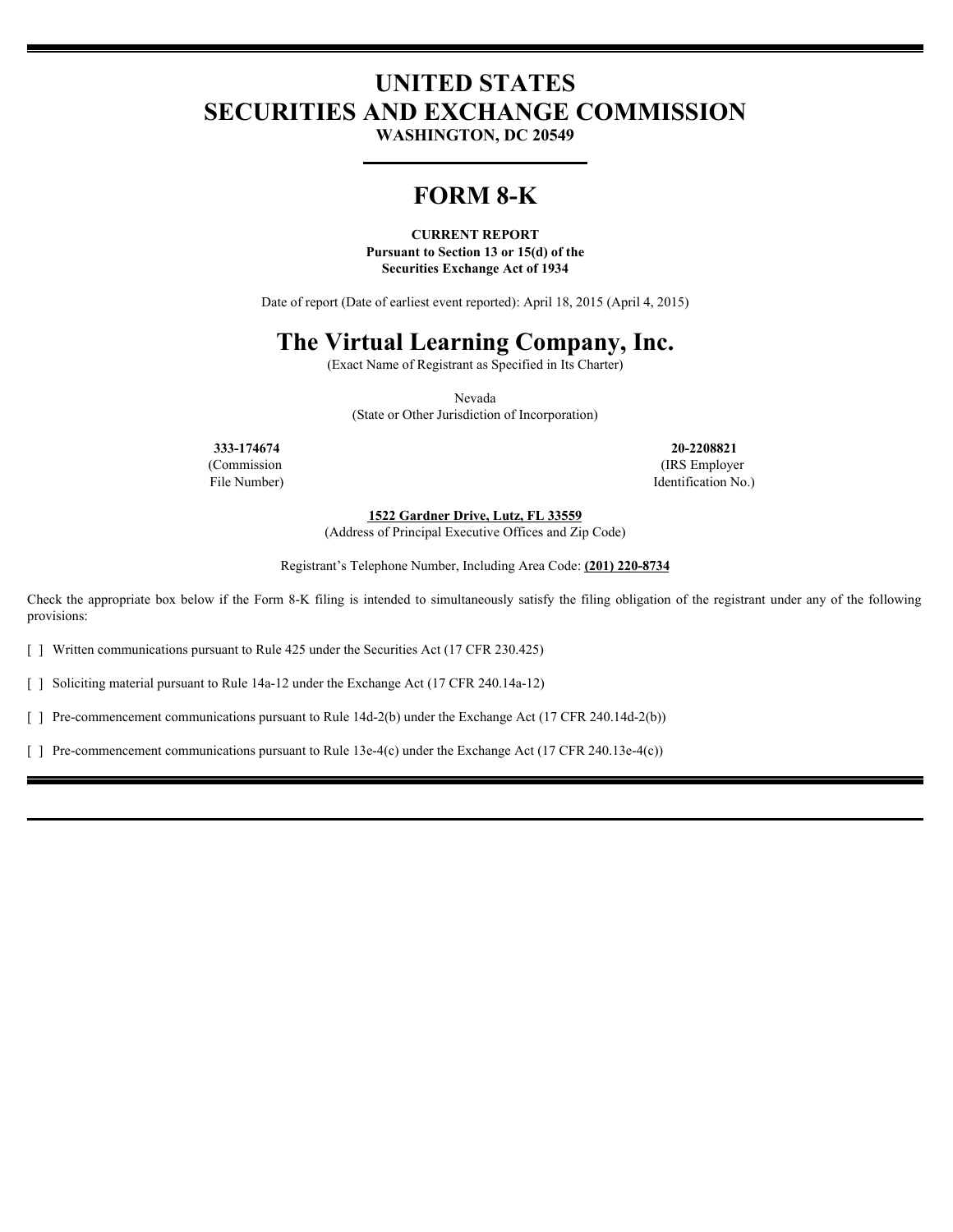# UNITED STATES
# SECURITIES AND EXCHANGE COMMISSION

**WASHINGTON, DC 20549**

---

# FORM 8-K

**CURRENT REPORT**
**Pursuant to Section 13 or 15(d) of the**
**Securities Exchange Act of 1934**

Date of report (Date of earliest event reported): April 18, 2015 (April 4, 2015)

# The Virtual Learning Company, Inc.

(Exact Name of Registrant as Specified in Its Charter)

Nevada
(State or Other Jurisdiction of Incorporation)

| | |
|---|---|
| **333-174674** | **20-2208821** |
| (Commission File Number) | (IRS Employer Identification No.) |

**1522 Gardner Drive, Lutz, FL 33559**
(Address of Principal Executive Offices and Zip Code)

Registrant's Telephone Number, Including Area Code: **(201) 220-8734**

Check the appropriate box below if the Form 8-K filing is intended to simultaneously satisfy the filing obligation of the registrant under any of the following provisions:

[ ] Written communications pursuant to Rule 425 under the Securities Act (17 CFR 230.425)

[ ] Soliciting material pursuant to Rule 14a-12 under the Exchange Act (17 CFR 240.14a-12)

[ ] Pre-commencement communications pursuant to Rule 14d-2(b) under the Exchange Act (17 CFR 240.14d-2(b))

[ ] Pre-commencement communications pursuant to Rule 13e-4(c) under the Exchange Act (17 CFR 240.13e-4(c))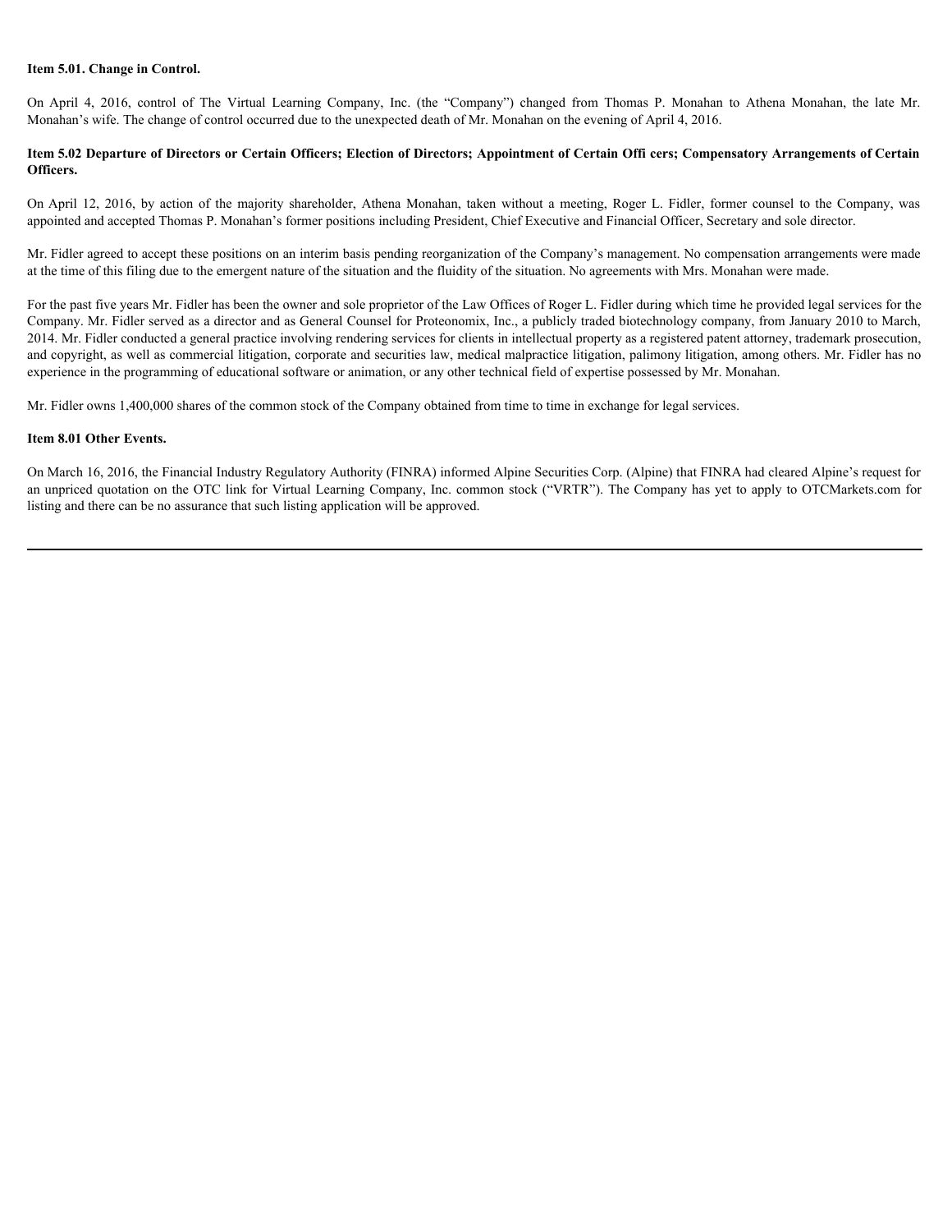**Item 5.01. Change in Control.**

On April 4, 2016, control of The Virtual Learning Company, Inc. (the "Company") changed from Thomas P. Monahan to Athena Monahan, the late Mr. Monahan's wife. The change of control occurred due to the unexpected death of Mr. Monahan on the evening of April 4, 2016.

**Item 5.02 Departure of Directors or Certain Officers; Election of Directors; Appointment of Certain Offi cers; Compensatory Arrangements of Certain Officers.**

On April 12, 2016, by action of the majority shareholder, Athena Monahan, taken without a meeting, Roger L. Fidler, former counsel to the Company, was appointed and accepted Thomas P. Monahan's former positions including President, Chief Executive and Financial Officer, Secretary and sole director.

Mr. Fidler agreed to accept these positions on an interim basis pending reorganization of the Company's management. No compensation arrangements were made at the time of this filing due to the emergent nature of the situation and the fluidity of the situation. No agreements with Mrs. Monahan were made.

For the past five years Mr. Fidler has been the owner and sole proprietor of the Law Offices of Roger L. Fidler during which time he provided legal services for the Company. Mr. Fidler served as a director and as General Counsel for Proteonomix, Inc., a publicly traded biotechnology company, from January 2010 to March, 2014. Mr. Fidler conducted a general practice involving rendering services for clients in intellectual property as a registered patent attorney, trademark prosecution, and copyright, as well as commercial litigation, corporate and securities law, medical malpractice litigation, palimony litigation, among others. Mr. Fidler has no experience in the programming of educational software or animation, or any other technical field of expertise possessed by Mr. Monahan.

Mr. Fidler owns 1,400,000 shares of the common stock of the Company obtained from time to time in exchange for legal services.

**Item 8.01 Other Events.**

On March 16, 2016, the Financial Industry Regulatory Authority (FINRA) informed Alpine Securities Corp. (Alpine) that FINRA had cleared Alpine's request for an unpriced quotation on the OTC link for Virtual Learning Company, Inc. common stock ("VRTR"). The Company has yet to apply to OTCMarkets.com for listing and there can be no assurance that such listing application will be approved.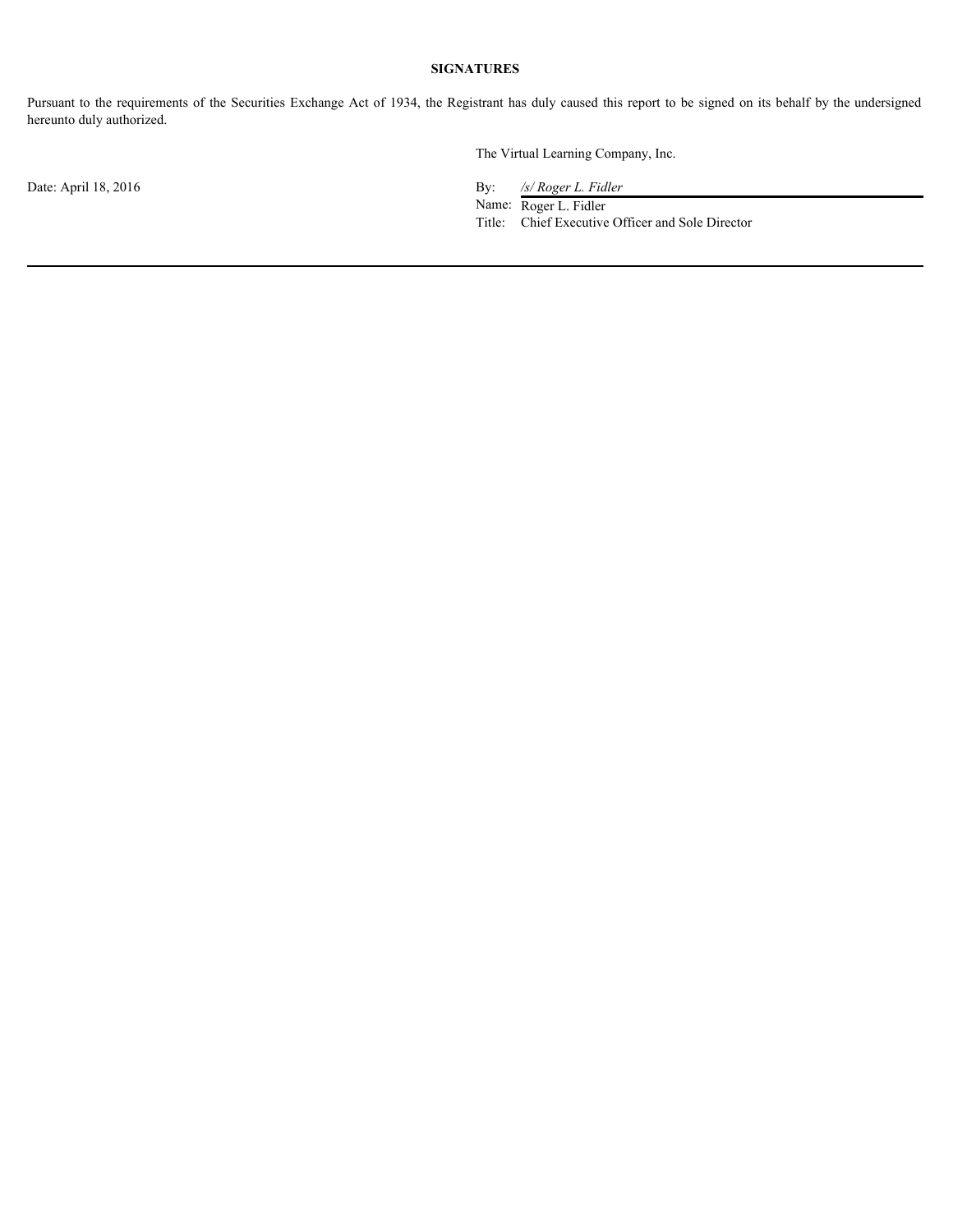**SIGNATURES**

Pursuant to the requirements of the Securities Exchange Act of 1934, the Registrant has duly caused this report to be signed on its behalf by the undersigned hereunto duly authorized.

The Virtual Learning Company, Inc.

Date: April 18, 2016

By: */s/ Roger L. Fidler*
Name: Roger L. Fidler
Title: Chief Executive Officer and Sole Director